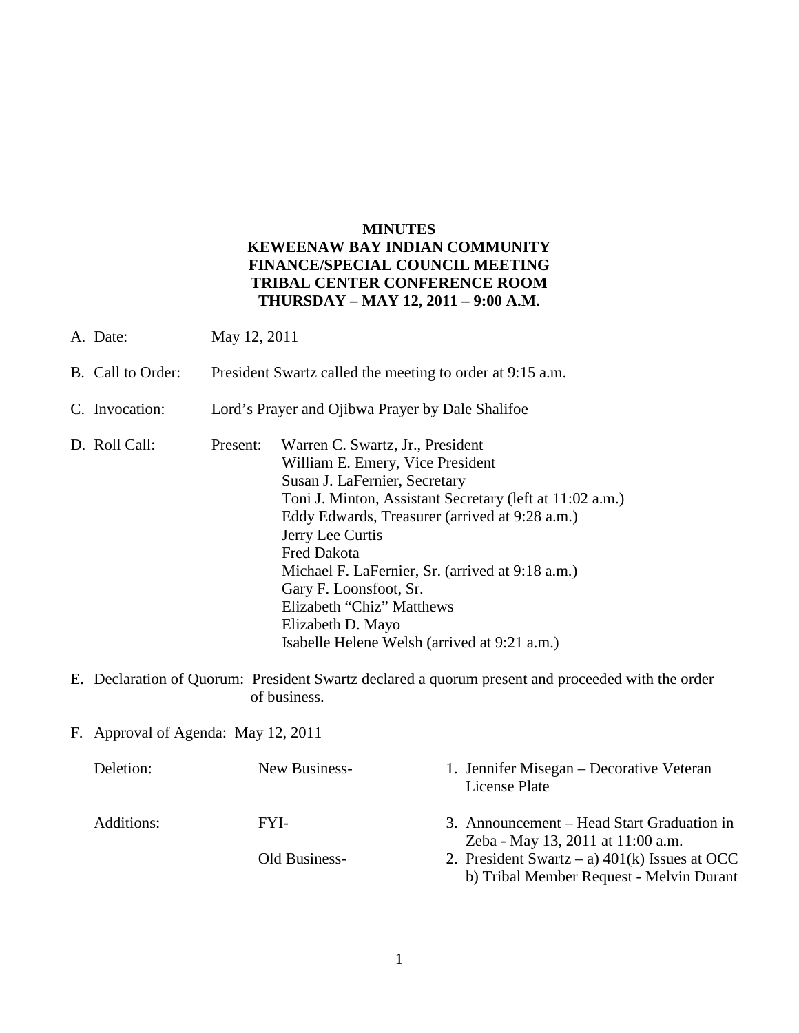**MINUTES**
**KEWEENAW BAY INDIAN COMMUNITY**
**FINANCE/SPECIAL COUNCIL MEETING**
**TRIBAL CENTER CONFERENCE ROOM**
**THURSDAY – MAY 12, 2011 – 9:00 A.M.**

A. Date: May 12, 2011

B. Call to Order: President Swartz called the meeting to order at 9:15 a.m.

C. Invocation: Lord's Prayer and Ojibwa Prayer by Dale Shalifoe

D. Roll Call: Present:
   - Warren C. Swartz, Jr., President
   - William E. Emery, Vice President
   - Susan J. LaFernier, Secretary
   - Toni J. Minton, Assistant Secretary (left at 11:02 a.m.)
   - Eddy Edwards, Treasurer (arrived at 9:28 a.m.)
   - Jerry Lee Curtis
   - Fred Dakota
   - Michael F. LaFernier, Sr. (arrived at 9:18 a.m.)
   - Gary F. Loonsfoot, Sr.
   - Elizabeth "Chiz" Matthews
   - Elizabeth D. Mayo
   - Isabelle Helene Welsh (arrived at 9:21 a.m.)

E. Declaration of Quorum: President Swartz declared a quorum present and proceeded with the order of business.

F. Approval of Agenda: May 12, 2011

| | | |
|---|---|---|
| Deletion: | New Business- | 1. Jennifer Misegan – Decorative Veteran License Plate |
| Additions: | FYI- | 3. Announcement – Head Start Graduation in Zeba - May 13, 2011 at 11:00 a.m. |
| | Old Business- | 2. President Swartz – a) 401(k) Issues at OCC b) Tribal Member Request - Melvin Durant |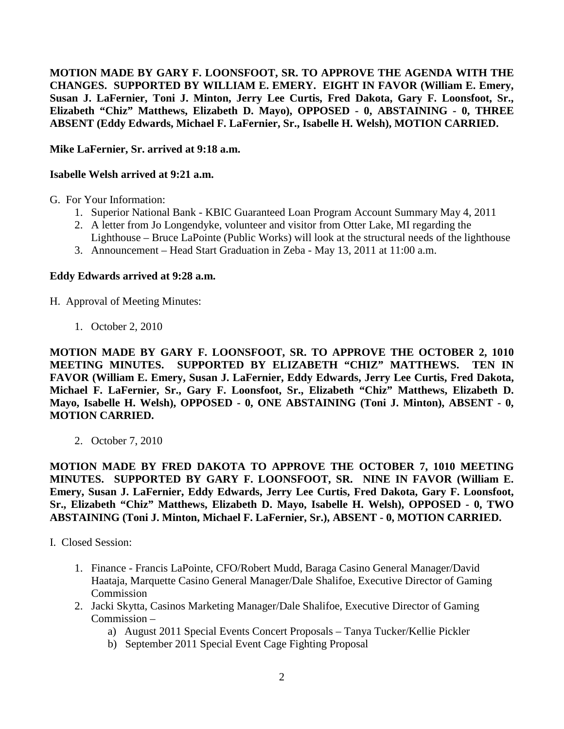**MOTION MADE BY GARY F. LOONSFOOT, SR. TO APPROVE THE AGENDA WITH THE CHANGES. SUPPORTED BY WILLIAM E. EMERY. EIGHT IN FAVOR (William E. Emery, Susan J. LaFernier, Toni J. Minton, Jerry Lee Curtis, Fred Dakota, Gary F. Loonsfoot, Sr., Elizabeth "Chiz" Matthews, Elizabeth D. Mayo), OPPOSED - 0, ABSTAINING - 0, THREE ABSENT (Eddy Edwards, Michael F. LaFernier, Sr., Isabelle H. Welsh), MOTION CARRIED.**

**Mike LaFernier, Sr. arrived at 9:18 a.m.**

**Isabelle Welsh arrived at 9:21 a.m.**

G. For Your Information:

1. Superior National Bank - KBIC Guaranteed Loan Program Account Summary May 4, 2011
2. A letter from Jo Longendyke, volunteer and visitor from Otter Lake, MI regarding the Lighthouse – Bruce LaPointe (Public Works) will look at the structural needs of the lighthouse
3. Announcement – Head Start Graduation in Zeba - May 13, 2011 at 11:00 a.m.

**Eddy Edwards arrived at 9:28 a.m.**

H. Approval of Meeting Minutes:

1. October 2, 2010

**MOTION MADE BY GARY F. LOONSFOOT, SR. TO APPROVE THE OCTOBER 2, 1010 MEETING MINUTES. SUPPORTED BY ELIZABETH "CHIZ" MATTHEWS. TEN IN FAVOR (William E. Emery, Susan J. LaFernier, Eddy Edwards, Jerry Lee Curtis, Fred Dakota, Michael F. LaFernier, Sr., Gary F. Loonsfoot, Sr., Elizabeth "Chiz" Matthews, Elizabeth D. Mayo, Isabelle H. Welsh), OPPOSED - 0, ONE ABSTAINING (Toni J. Minton), ABSENT - 0, MOTION CARRIED.**

2. October 7, 2010

**MOTION MADE BY FRED DAKOTA TO APPROVE THE OCTOBER 7, 1010 MEETING MINUTES. SUPPORTED BY GARY F. LOONSFOOT, SR. NINE IN FAVOR (William E. Emery, Susan J. LaFernier, Eddy Edwards, Jerry Lee Curtis, Fred Dakota, Gary F. Loonsfoot, Sr., Elizabeth "Chiz" Matthews, Elizabeth D. Mayo, Isabelle H. Welsh), OPPOSED - 0, TWO ABSTAINING (Toni J. Minton, Michael F. LaFernier, Sr.), ABSENT - 0, MOTION CARRIED.**

I. Closed Session:

1. Finance - Francis LaPointe, CFO/Robert Mudd, Baraga Casino General Manager/David Haataja, Marquette Casino General Manager/Dale Shalifoe, Executive Director of Gaming Commission
2. Jacki Skytta, Casinos Marketing Manager/Dale Shalifoe, Executive Director of Gaming Commission –
   a) August 2011 Special Events Concert Proposals – Tanya Tucker/Kellie Pickler
   b) September 2011 Special Event Cage Fighting Proposal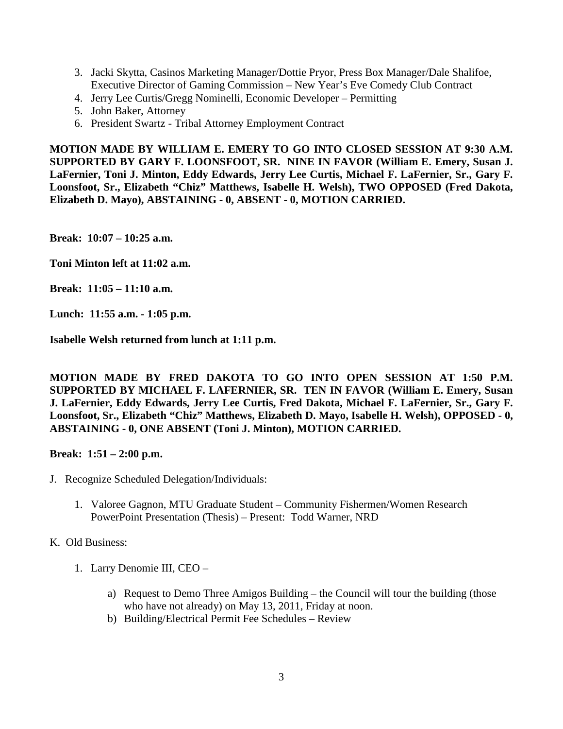3. Jacki Skytta, Casinos Marketing Manager/Dottie Pryor, Press Box Manager/Dale Shalifoe, Executive Director of Gaming Commission – New Year's Eve Comedy Club Contract
4. Jerry Lee Curtis/Gregg Nominelli, Economic Developer – Permitting
5. John Baker, Attorney
6. President Swartz - Tribal Attorney Employment Contract

**MOTION MADE BY WILLIAM E. EMERY TO GO INTO CLOSED SESSION AT 9:30 A.M. SUPPORTED BY GARY F. LOONSFOOT, SR. NINE IN FAVOR (William E. Emery, Susan J. LaFernier, Toni J. Minton, Eddy Edwards, Jerry Lee Curtis, Michael F. LaFernier, Sr., Gary F. Loonsfoot, Sr., Elizabeth "Chiz" Matthews, Isabelle H. Welsh), TWO OPPOSED (Fred Dakota, Elizabeth D. Mayo), ABSTAINING - 0, ABSENT - 0, MOTION CARRIED.**

**Break: 10:07 – 10:25 a.m.**

**Toni Minton left at 11:02 a.m.**

**Break: 11:05 – 11:10 a.m.**

**Lunch: 11:55 a.m. - 1:05 p.m.**

**Isabelle Welsh returned from lunch at 1:11 p.m.**

**MOTION MADE BY FRED DAKOTA TO GO INTO OPEN SESSION AT 1:50 P.M. SUPPORTED BY MICHAEL F. LAFERNIER, SR. TEN IN FAVOR (William E. Emery, Susan J. LaFernier, Eddy Edwards, Jerry Lee Curtis, Fred Dakota, Michael F. LaFernier, Sr., Gary F. Loonsfoot, Sr., Elizabeth "Chiz" Matthews, Elizabeth D. Mayo, Isabelle H. Welsh), OPPOSED - 0, ABSTAINING - 0, ONE ABSENT (Toni J. Minton), MOTION CARRIED.**

**Break: 1:51 – 2:00 p.m.**

J. Recognize Scheduled Delegation/Individuals:

1. Valoree Gagnon, MTU Graduate Student – Community Fishermen/Women Research PowerPoint Presentation (Thesis) – Present: Todd Warner, NRD

K. Old Business:

1. Larry Denomie III, CEO –

   a) Request to Demo Three Amigos Building – the Council will tour the building (those who have not already) on May 13, 2011, Friday at noon.
   b) Building/Electrical Permit Fee Schedules – Review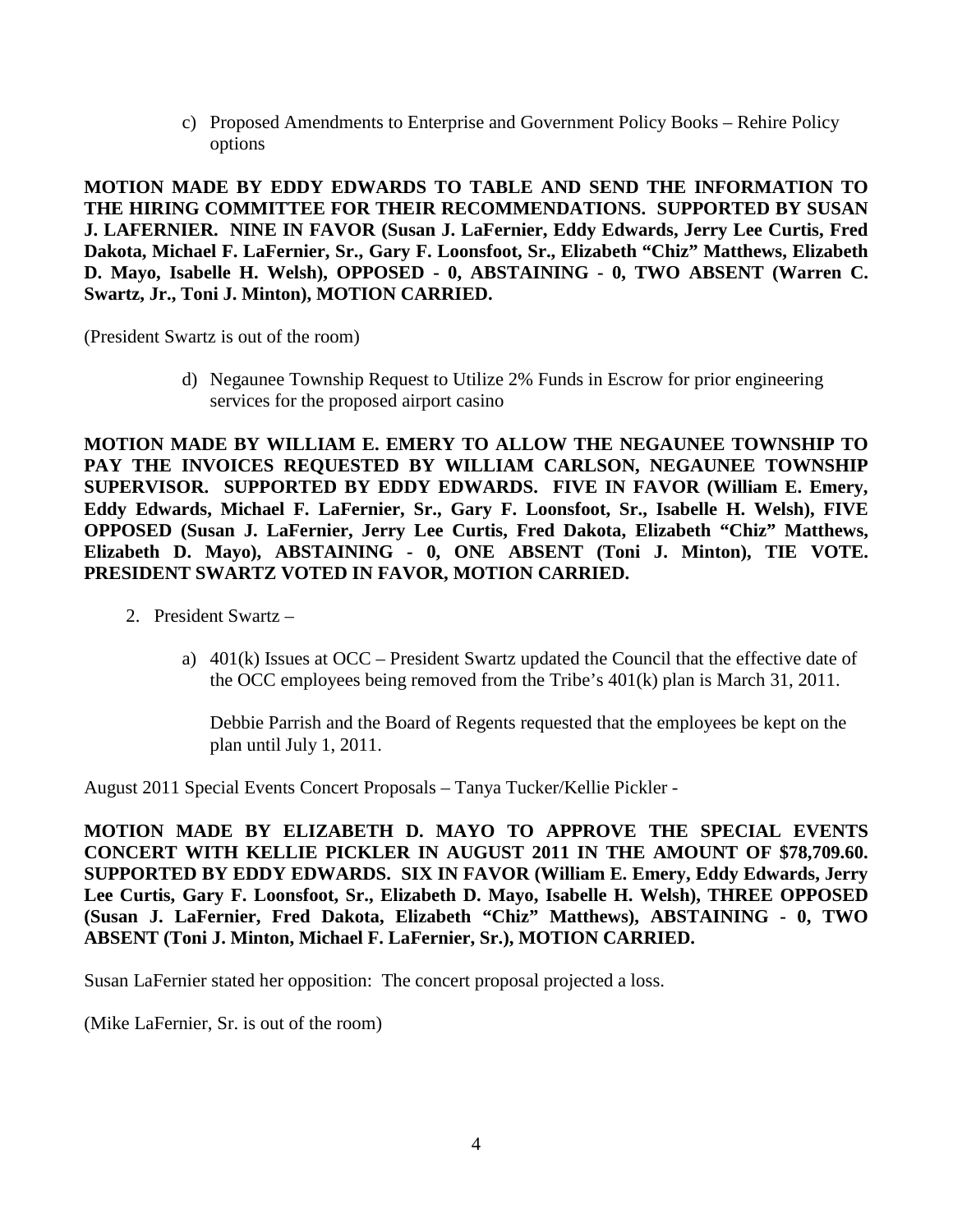c) Proposed Amendments to Enterprise and Government Policy Books – Rehire Policy options

**MOTION MADE BY EDDY EDWARDS TO TABLE AND SEND THE INFORMATION TO THE HIRING COMMITTEE FOR THEIR RECOMMENDATIONS. SUPPORTED BY SUSAN J. LAFERNIER. NINE IN FAVOR (Susan J. LaFernier, Eddy Edwards, Jerry Lee Curtis, Fred Dakota, Michael F. LaFernier, Sr., Gary F. Loonsfoot, Sr., Elizabeth "Chiz" Matthews, Elizabeth D. Mayo, Isabelle H. Welsh), OPPOSED - 0, ABSTAINING - 0, TWO ABSENT (Warren C. Swartz, Jr., Toni J. Minton), MOTION CARRIED.**

(President Swartz is out of the room)

d) Negaunee Township Request to Utilize 2% Funds in Escrow for prior engineering services for the proposed airport casino

**MOTION MADE BY WILLIAM E. EMERY TO ALLOW THE NEGAUNEE TOWNSHIP TO PAY THE INVOICES REQUESTED BY WILLIAM CARLSON, NEGAUNEE TOWNSHIP SUPERVISOR. SUPPORTED BY EDDY EDWARDS. FIVE IN FAVOR (William E. Emery, Eddy Edwards, Michael F. LaFernier, Sr., Gary F. Loonsfoot, Sr., Isabelle H. Welsh), FIVE OPPOSED (Susan J. LaFernier, Jerry Lee Curtis, Fred Dakota, Elizabeth "Chiz" Matthews, Elizabeth D. Mayo), ABSTAINING - 0, ONE ABSENT (Toni J. Minton), TIE VOTE. PRESIDENT SWARTZ VOTED IN FAVOR, MOTION CARRIED.**

2. President Swartz –

   a) 401(k) Issues at OCC – President Swartz updated the Council that the effective date of the OCC employees being removed from the Tribe's 401(k) plan is March 31, 2011.

   Debbie Parrish and the Board of Regents requested that the employees be kept on the plan until July 1, 2011.

August 2011 Special Events Concert Proposals – Tanya Tucker/Kellie Pickler -

**MOTION MADE BY ELIZABETH D. MAYO TO APPROVE THE SPECIAL EVENTS CONCERT WITH KELLIE PICKLER IN AUGUST 2011 IN THE AMOUNT OF $78,709.60. SUPPORTED BY EDDY EDWARDS. SIX IN FAVOR (William E. Emery, Eddy Edwards, Jerry Lee Curtis, Gary F. Loonsfoot, Sr., Elizabeth D. Mayo, Isabelle H. Welsh), THREE OPPOSED (Susan J. LaFernier, Fred Dakota, Elizabeth "Chiz" Matthews), ABSTAINING - 0, TWO ABSENT (Toni J. Minton, Michael F. LaFernier, Sr.), MOTION CARRIED.**

Susan LaFernier stated her opposition: The concert proposal projected a loss.

(Mike LaFernier, Sr. is out of the room)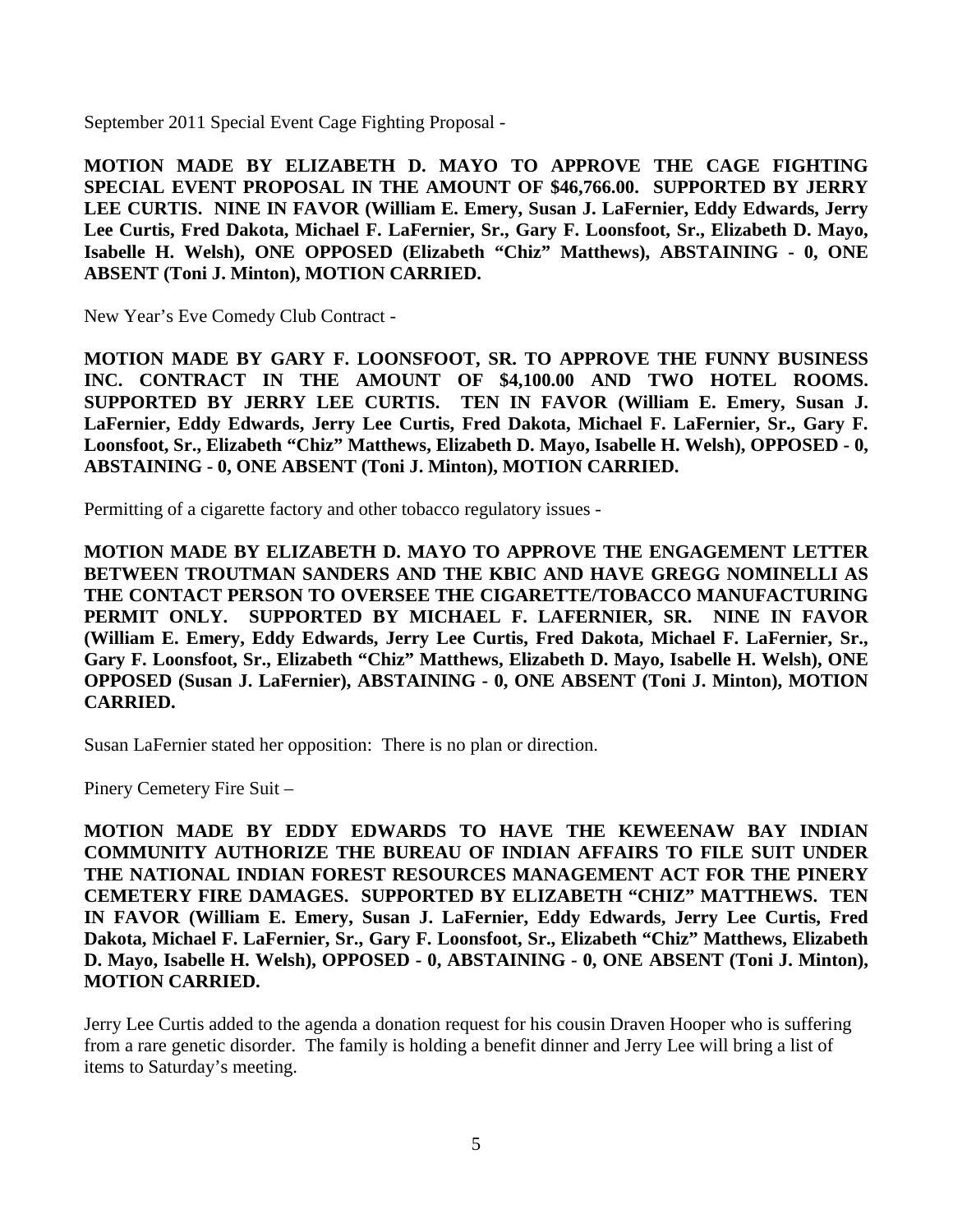September 2011 Special Event Cage Fighting Proposal -

**MOTION MADE BY ELIZABETH D. MAYO TO APPROVE THE CAGE FIGHTING SPECIAL EVENT PROPOSAL IN THE AMOUNT OF $46,766.00. SUPPORTED BY JERRY LEE CURTIS. NINE IN FAVOR (William E. Emery, Susan J. LaFernier, Eddy Edwards, Jerry Lee Curtis, Fred Dakota, Michael F. LaFernier, Sr., Gary F. Loonsfoot, Sr., Elizabeth D. Mayo, Isabelle H. Welsh), ONE OPPOSED (Elizabeth "Chiz" Matthews), ABSTAINING - 0, ONE ABSENT (Toni J. Minton), MOTION CARRIED.**

New Year's Eve Comedy Club Contract -

**MOTION MADE BY GARY F. LOONSFOOT, SR. TO APPROVE THE FUNNY BUSINESS INC. CONTRACT IN THE AMOUNT OF $4,100.00 AND TWO HOTEL ROOMS. SUPPORTED BY JERRY LEE CURTIS. TEN IN FAVOR (William E. Emery, Susan J. LaFernier, Eddy Edwards, Jerry Lee Curtis, Fred Dakota, Michael F. LaFernier, Sr., Gary F. Loonsfoot, Sr., Elizabeth "Chiz" Matthews, Elizabeth D. Mayo, Isabelle H. Welsh), OPPOSED - 0, ABSTAINING - 0, ONE ABSENT (Toni J. Minton), MOTION CARRIED.**

Permitting of a cigarette factory and other tobacco regulatory issues -

**MOTION MADE BY ELIZABETH D. MAYO TO APPROVE THE ENGAGEMENT LETTER BETWEEN TROUTMAN SANDERS AND THE KBIC AND HAVE GREGG NOMINELLI AS THE CONTACT PERSON TO OVERSEE THE CIGARETTE/TOBACCO MANUFACTURING PERMIT ONLY. SUPPORTED BY MICHAEL F. LAFERNIER, SR. NINE IN FAVOR (William E. Emery, Eddy Edwards, Jerry Lee Curtis, Fred Dakota, Michael F. LaFernier, Sr., Gary F. Loonsfoot, Sr., Elizabeth "Chiz" Matthews, Elizabeth D. Mayo, Isabelle H. Welsh), ONE OPPOSED (Susan J. LaFernier), ABSTAINING - 0, ONE ABSENT (Toni J. Minton), MOTION CARRIED.**

Susan LaFernier stated her opposition: There is no plan or direction.

Pinery Cemetery Fire Suit –

**MOTION MADE BY EDDY EDWARDS TO HAVE THE KEWEENAW BAY INDIAN COMMUNITY AUTHORIZE THE BUREAU OF INDIAN AFFAIRS TO FILE SUIT UNDER THE NATIONAL INDIAN FOREST RESOURCES MANAGEMENT ACT FOR THE PINERY CEMETERY FIRE DAMAGES. SUPPORTED BY ELIZABETH "CHIZ" MATTHEWS. TEN IN FAVOR (William E. Emery, Susan J. LaFernier, Eddy Edwards, Jerry Lee Curtis, Fred Dakota, Michael F. LaFernier, Sr., Gary F. Loonsfoot, Sr., Elizabeth "Chiz" Matthews, Elizabeth D. Mayo, Isabelle H. Welsh), OPPOSED - 0, ABSTAINING - 0, ONE ABSENT (Toni J. Minton), MOTION CARRIED.**

Jerry Lee Curtis added to the agenda a donation request for his cousin Draven Hooper who is suffering from a rare genetic disorder. The family is holding a benefit dinner and Jerry Lee will bring a list of items to Saturday's meeting.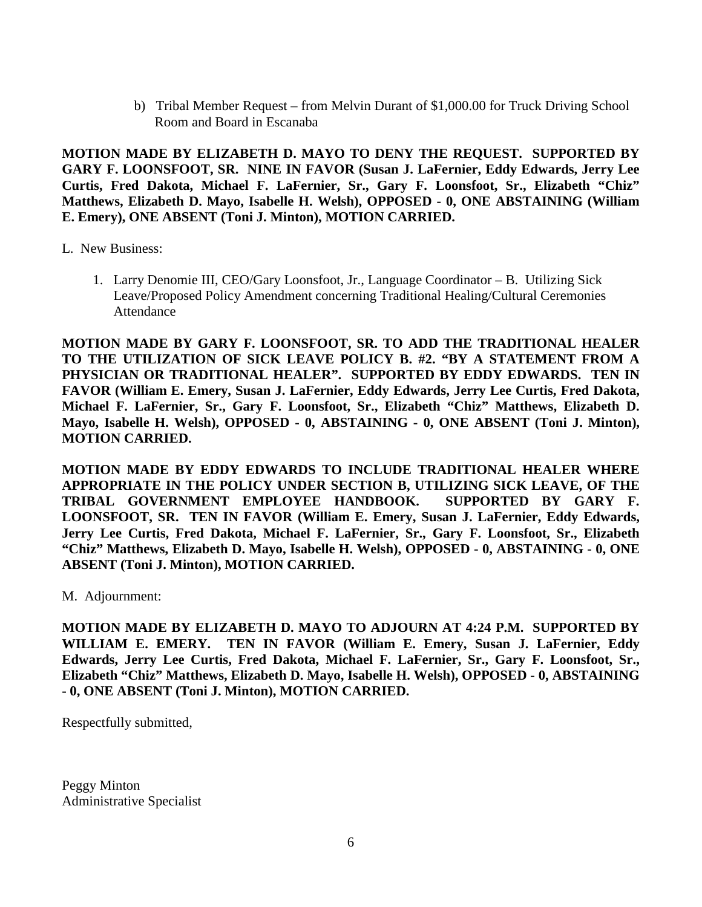b) Tribal Member Request – from Melvin Durant of $1,000.00 for Truck Driving School Room and Board in Escanaba

**MOTION MADE BY ELIZABETH D. MAYO TO DENY THE REQUEST. SUPPORTED BY GARY F. LOONSFOOT, SR. NINE IN FAVOR (Susan J. LaFernier, Eddy Edwards, Jerry Lee Curtis, Fred Dakota, Michael F. LaFernier, Sr., Gary F. Loonsfoot, Sr., Elizabeth "Chiz" Matthews, Elizabeth D. Mayo, Isabelle H. Welsh), OPPOSED - 0, ONE ABSTAINING (William E. Emery), ONE ABSENT (Toni J. Minton), MOTION CARRIED.**

L. New Business:

1. Larry Denomie III, CEO/Gary Loonsfoot, Jr., Language Coordinator – B. Utilizing Sick Leave/Proposed Policy Amendment concerning Traditional Healing/Cultural Ceremonies Attendance

**MOTION MADE BY GARY F. LOONSFOOT, SR. TO ADD THE TRADITIONAL HEALER TO THE UTILIZATION OF SICK LEAVE POLICY B. #2. "BY A STATEMENT FROM A PHYSICIAN OR TRADITIONAL HEALER". SUPPORTED BY EDDY EDWARDS. TEN IN FAVOR (William E. Emery, Susan J. LaFernier, Eddy Edwards, Jerry Lee Curtis, Fred Dakota, Michael F. LaFernier, Sr., Gary F. Loonsfoot, Sr., Elizabeth "Chiz" Matthews, Elizabeth D. Mayo, Isabelle H. Welsh), OPPOSED - 0, ABSTAINING - 0, ONE ABSENT (Toni J. Minton), MOTION CARRIED.**

**MOTION MADE BY EDDY EDWARDS TO INCLUDE TRADITIONAL HEALER WHERE APPROPRIATE IN THE POLICY UNDER SECTION B, UTILIZING SICK LEAVE, OF THE TRIBAL GOVERNMENT EMPLOYEE HANDBOOK. SUPPORTED BY GARY F. LOONSFOOT, SR. TEN IN FAVOR (William E. Emery, Susan J. LaFernier, Eddy Edwards, Jerry Lee Curtis, Fred Dakota, Michael F. LaFernier, Sr., Gary F. Loonsfoot, Sr., Elizabeth "Chiz" Matthews, Elizabeth D. Mayo, Isabelle H. Welsh), OPPOSED - 0, ABSTAINING - 0, ONE ABSENT (Toni J. Minton), MOTION CARRIED.**

M. Adjournment:

**MOTION MADE BY ELIZABETH D. MAYO TO ADJOURN AT 4:24 P.M. SUPPORTED BY WILLIAM E. EMERY. TEN IN FAVOR (William E. Emery, Susan J. LaFernier, Eddy Edwards, Jerry Lee Curtis, Fred Dakota, Michael F. LaFernier, Sr., Gary F. Loonsfoot, Sr., Elizabeth "Chiz" Matthews, Elizabeth D. Mayo, Isabelle H. Welsh), OPPOSED - 0, ABSTAINING - 0, ONE ABSENT (Toni J. Minton), MOTION CARRIED.**

Respectfully submitted,

Peggy Minton
Administrative Specialist